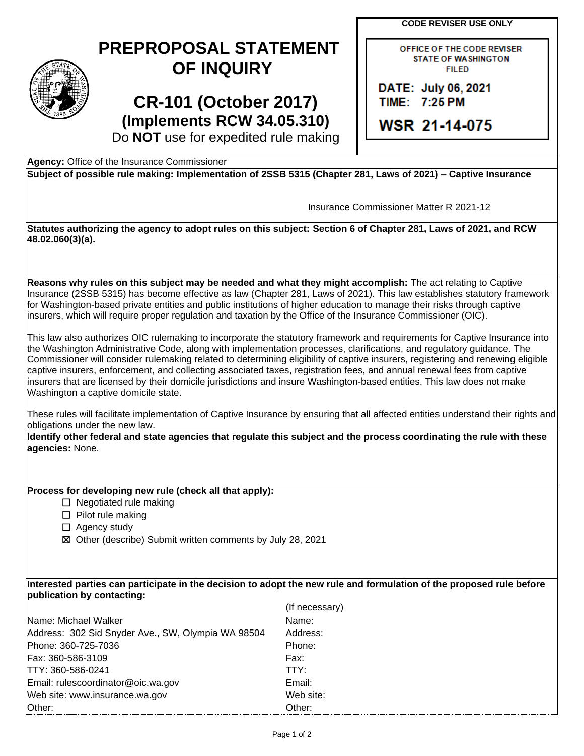# PREPROPOSAL STATEMENT OF INQUIRY

## CR-101 (October 2017)

### (Implements RCW 34.05.310)

Do **NOT** use for expedited rule making

**CODE REVISER USE ONLY**

OFFICE OF THE CODE REVISER
STATE OF WASHINGTON
FILED

DATE: July 06, 2021
TIME: 7:25 PM

WSR 21-14-075

**Agency:** Office of the Insurance Commissioner

**Subject of possible rule making: Implementation of 2SSB 5315 (Chapter 281, Laws of 2021) – Captive Insurance**

Insurance Commissioner Matter R 2021-12

**Statutes authorizing the agency to adopt rules on this subject: Section 6 of Chapter 281, Laws of 2021, and RCW 48.02.060(3)(a).**

**Reasons why rules on this subject may be needed and what they might accomplish:** The act relating to Captive Insurance (2SSB 5315) has become effective as law (Chapter 281, Laws of 2021). This law establishes statutory framework for Washington-based private entities and public institutions of higher education to manage their risks through captive insurers, which will require proper regulation and taxation by the Office of the Insurance Commissioner (OIC).

This law also authorizes OIC rulemaking to incorporate the statutory framework and requirements for Captive Insurance into the Washington Administrative Code, along with implementation processes, clarifications, and regulatory guidance. The Commissioner will consider rulemaking related to determining eligibility of captive insurers, registering and renewing eligible captive insurers, enforcement, and collecting associated taxes, registration fees, and annual renewal fees from captive insurers that are licensed by their domicile jurisdictions and insure Washington-based entities. This law does not make Washington a captive domicile state.

These rules will facilitate implementation of Captive Insurance by ensuring that all affected entities understand their rights and obligations under the new law.

**Identify other federal and state agencies that regulate this subject and the process coordinating the rule with these agencies:** None.

**Process for developing new rule (check all that apply):**

- ☐ Negotiated rule making
- ☐ Pilot rule making
- ☐ Agency study
- ☒ Other (describe) Submit written comments by July 28, 2021

**Interested parties can participate in the decision to adopt the new rule and formulation of the proposed rule before publication by contacting:**

| | (If necessary) |
|---|---|
| Name: Michael Walker | Name: |
| Address: 302 Sid Snyder Ave., SW, Olympia WA 98504 | Address: |
| Phone: 360-725-7036 | Phone: |
| Fax: 360-586-3109 | Fax: |
| TTY: 360-586-0241 | TTY: |
| Email: rulescoordinator@oic.wa.gov | Email: |
| Web site: www.insurance.wa.gov | Web site: |
| Other: | Other: |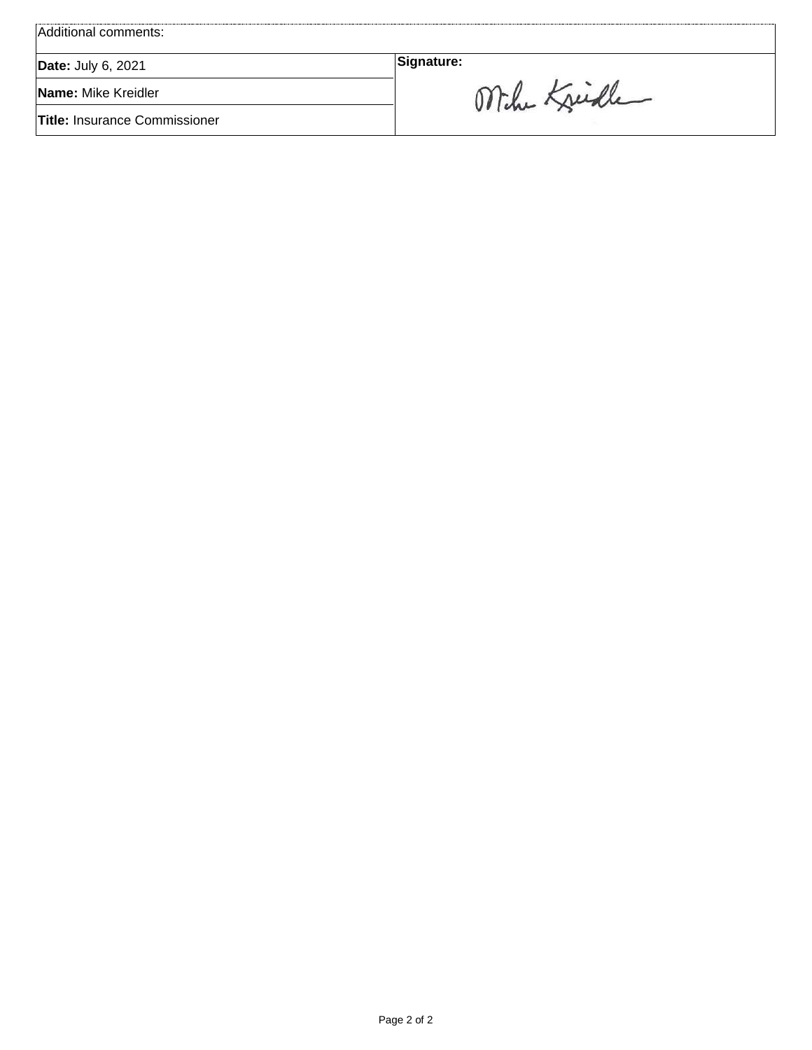Additional comments:

| | |
|---|---|
| **Date:** July 6, 2021 | **Signature:** |
| **Name:** Mike Kreidler | |
| **Title:** Insurance Commissioner | |